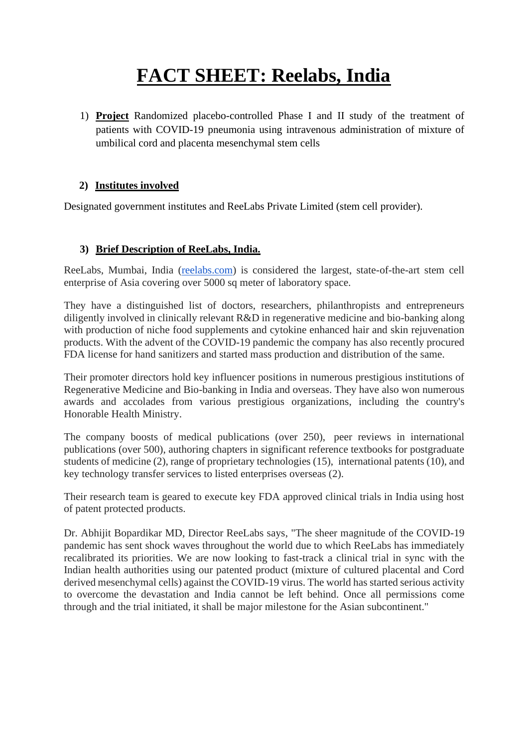# FACT SHEET: Reelabs, India

1) **Project** Randomized placebo-controlled Phase I and II study of the treatment of patients with COVID-19 pneumonia using intravenous administration of mixture of umbilical cord and placenta mesenchymal stem cells

2) **Institutes involved**

Designated government institutes and ReeLabs Private Limited (stem cell provider).

3) **Brief Description of ReeLabs, India.**

ReeLabs, Mumbai, India (reelabs.com) is considered the largest, state-of-the-art stem cell enterprise of Asia covering over 5000 sq meter of laboratory space.

They have a distinguished list of doctors, researchers, philanthropists and entrepreneurs diligently involved in clinically relevant R&D in regenerative medicine and bio-banking along with production of niche food supplements and cytokine enhanced hair and skin rejuvenation products. With the advent of the COVID-19 pandemic the company has also recently procured FDA license for hand sanitizers and started mass production and distribution of the same.

Their promoter directors hold key influencer positions in numerous prestigious institutions of Regenerative Medicine and Bio-banking in India and overseas. They have also won numerous awards and accolades from various prestigious organizations, including the country's Honorable Health Ministry.

The company boosts of medical publications (over 250), peer reviews in international publications (over 500), authoring chapters in significant reference textbooks for postgraduate students of medicine (2), range of proprietary technologies (15), international patents (10), and key technology transfer services to listed enterprises overseas (2).

Their research team is geared to execute key FDA approved clinical trials in India using host of patent protected products.

Dr. Abhijit Bopardikar MD, Director ReeLabs says, "The sheer magnitude of the COVID-19 pandemic has sent shock waves throughout the world due to which ReeLabs has immediately recalibrated its priorities. We are now looking to fast-track a clinical trial in sync with the Indian health authorities using our patented product (mixture of cultured placental and Cord derived mesenchymal cells) against the COVID-19 virus. The world has started serious activity to overcome the devastation and India cannot be left behind. Once all permissions come through and the trial initiated, it shall be major milestone for the Asian subcontinent."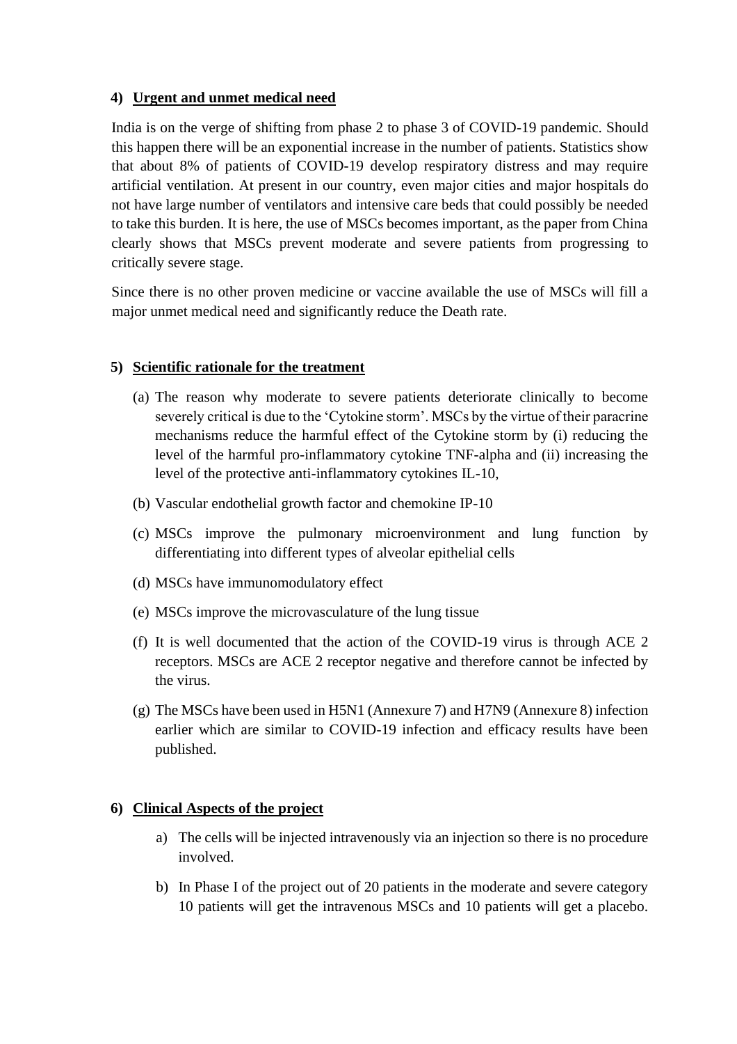**4) Urgent and unmet medical need**

India is on the verge of shifting from phase 2 to phase 3 of COVID-19 pandemic. Should this happen there will be an exponential increase in the number of patients. Statistics show that about 8% of patients of COVID-19 develop respiratory distress and may require artificial ventilation. At present in our country, even major cities and major hospitals do not have large number of ventilators and intensive care beds that could possibly be needed to take this burden. It is here, the use of MSCs becomes important, as the paper from China clearly shows that MSCs prevent moderate and severe patients from progressing to critically severe stage.

Since there is no other proven medicine or vaccine available the use of MSCs will fill a major unmet medical need and significantly reduce the Death rate.

**5) Scientific rationale for the treatment**

(a) The reason why moderate to severe patients deteriorate clinically to become severely critical is due to the 'Cytokine storm'. MSCs by the virtue of their paracrine mechanisms reduce the harmful effect of the Cytokine storm by (i) reducing the level of the harmful pro-inflammatory cytokine TNF-alpha and (ii) increasing the level of the protective anti-inflammatory cytokines IL-10,

(b) Vascular endothelial growth factor and chemokine IP-10

(c) MSCs improve the pulmonary microenvironment and lung function by differentiating into different types of alveolar epithelial cells

(d) MSCs have immunomodulatory effect

(e) MSCs improve the microvasculature of the lung tissue

(f) It is well documented that the action of the COVID-19 virus is through ACE 2 receptors. MSCs are ACE 2 receptor negative and therefore cannot be infected by the virus.

(g) The MSCs have been used in H5N1 (Annexure 7) and H7N9 (Annexure 8) infection earlier which are similar to COVID-19 infection and efficacy results have been published.

**6) Clinical Aspects of the project**

a) The cells will be injected intravenously via an injection so there is no procedure involved.

b) In Phase I of the project out of 20 patients in the moderate and severe category 10 patients will get the intravenous MSCs and 10 patients will get a placebo.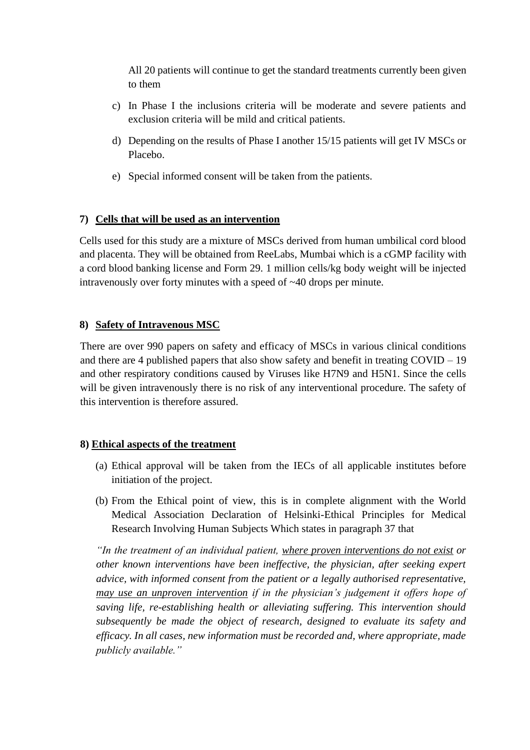All 20 patients will continue to get the standard treatments currently been given to them

c) In Phase I the inclusions criteria will be moderate and severe patients and exclusion criteria will be mild and critical patients.

d) Depending on the results of Phase I another 15/15 patients will get IV MSCs or Placebo.

e) Special informed consent will be taken from the patients.

**7) <u>Cells that will be used as an intervention</u>**

Cells used for this study are a mixture of MSCs derived from human umbilical cord blood and placenta. They will be obtained from ReeLabs, Mumbai which is a cGMP facility with a cord blood banking license and Form 29. 1 million cells/kg body weight will be injected intravenously over forty minutes with a speed of ~40 drops per minute.

**8) <u>Safety of Intravenous MSC</u>**

There are over 990 papers on safety and efficacy of MSCs in various clinical conditions and there are 4 published papers that also show safety and benefit in treating COVID – 19 and other respiratory conditions caused by Viruses like H7N9 and H5N1. Since the cells will be given intravenously there is no risk of any interventional procedure. The safety of this intervention is therefore assured.

**8) <u>Ethical aspects of the treatment</u>**

(a) Ethical approval will be taken from the IECs of all applicable institutes before initiation of the project.

(b) From the Ethical point of view, this is in complete alignment with the World Medical Association Declaration of Helsinki-Ethical Principles for Medical Research Involving Human Subjects Which states in paragraph 37 that

*"In the treatment of an individual patient, <u>where proven interventions do not exist</u> or other known interventions have been ineffective, the physician, after seeking expert advice, with informed consent from the patient or a legally authorised representative, <u>may use an unproven intervention</u> if in the physician's judgement it offers hope of saving life, re-establishing health or alleviating suffering. This intervention should subsequently be made the object of research, designed to evaluate its safety and efficacy. In all cases, new information must be recorded and, where appropriate, made publicly available."*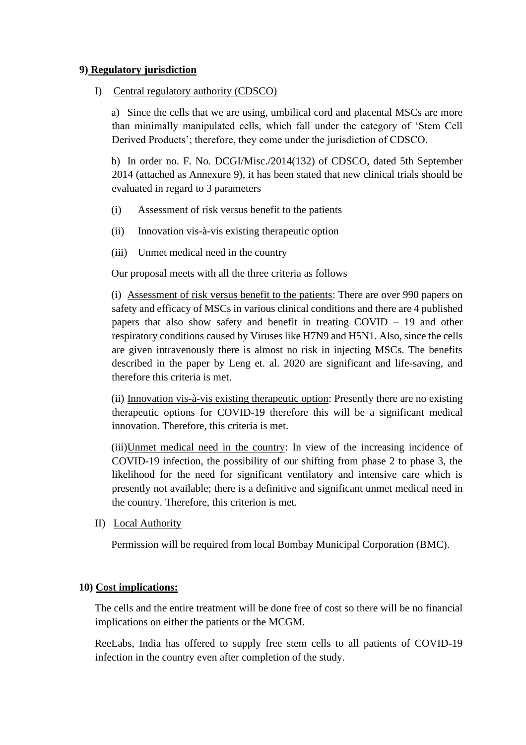**9) Regulatory jurisdiction**

I) Central regulatory authority (CDSCO)

a) Since the cells that we are using, umbilical cord and placental MSCs are more than minimally manipulated cells, which fall under the category of 'Stem Cell Derived Products'; therefore, they come under the jurisdiction of CDSCO.

b) In order no. F. No. DCGI/Misc./2014(132) of CDSCO, dated 5th September 2014 (attached as Annexure 9), it has been stated that new clinical trials should be evaluated in regard to 3 parameters

(i) Assessment of risk versus benefit to the patients

(ii) Innovation vis-à-vis existing therapeutic option

(iii) Unmet medical need in the country

Our proposal meets with all the three criteria as follows

(i) Assessment of risk versus benefit to the patients: There are over 990 papers on safety and efficacy of MSCs in various clinical conditions and there are 4 published papers that also show safety and benefit in treating COVID – 19 and other respiratory conditions caused by Viruses like H7N9 and H5N1. Also, since the cells are given intravenously there is almost no risk in injecting MSCs. The benefits described in the paper by Leng et. al. 2020 are significant and life-saving, and therefore this criteria is met.

(ii) Innovation vis-à-vis existing therapeutic option: Presently there are no existing therapeutic options for COVID-19 therefore this will be a significant medical innovation. Therefore, this criteria is met.

(iii) Unmet medical need in the country: In view of the increasing incidence of COVID-19 infection, the possibility of our shifting from phase 2 to phase 3, the likelihood for the need for significant ventilatory and intensive care which is presently not available; there is a definitive and significant unmet medical need in the country. Therefore, this criterion is met.

II) Local Authority

Permission will be required from local Bombay Municipal Corporation (BMC).

**10) Cost implications:**

The cells and the entire treatment will be done free of cost so there will be no financial implications on either the patients or the MCGM.

ReeLabs, India has offered to supply free stem cells to all patients of COVID-19 infection in the country even after completion of the study.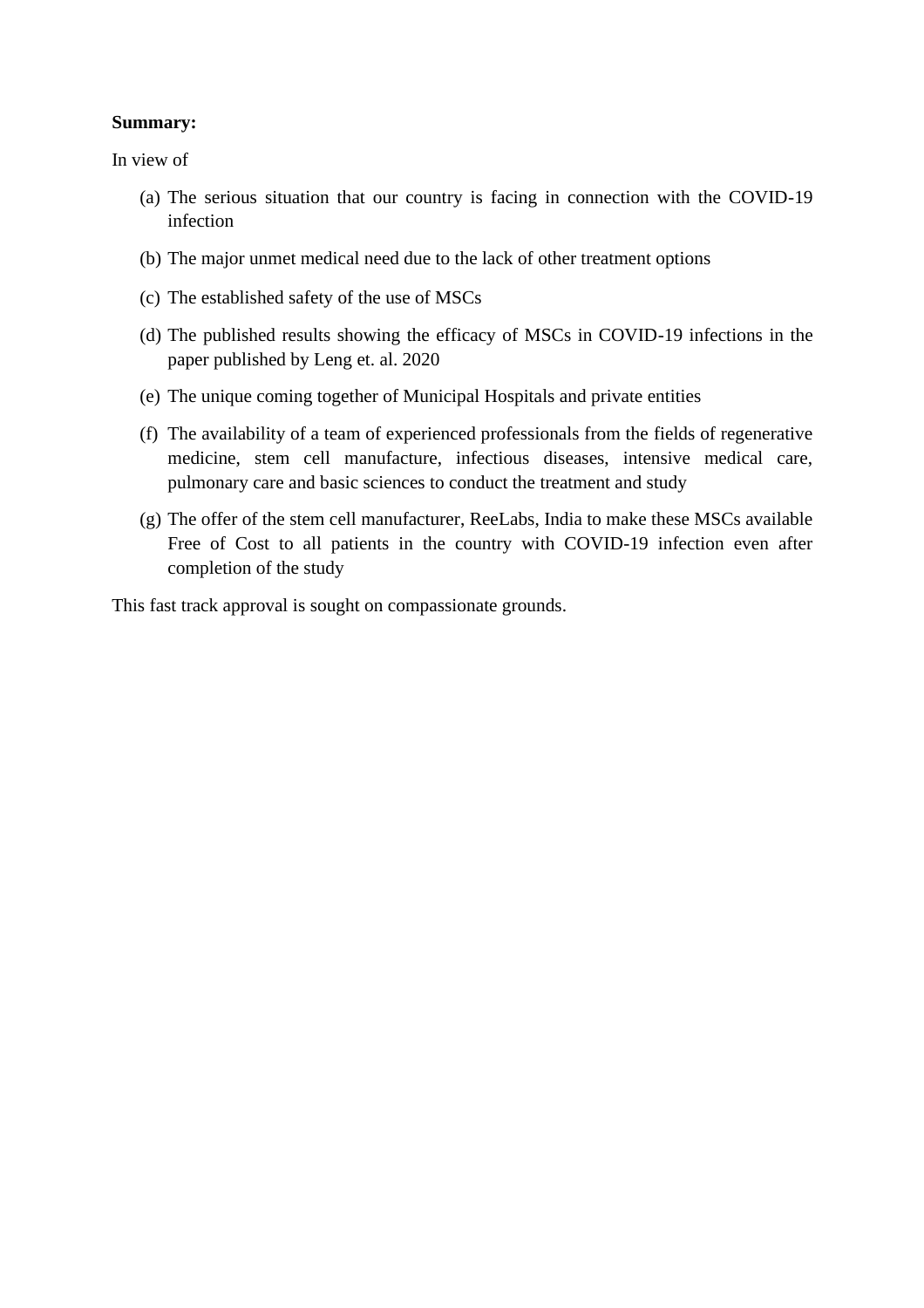**Summary:**

In view of

(a) The serious situation that our country is facing in connection with the COVID-19 infection

(b) The major unmet medical need due to the lack of other treatment options

(c) The established safety of the use of MSCs

(d) The published results showing the efficacy of MSCs in COVID-19 infections in the paper published by Leng et. al. 2020

(e) The unique coming together of Municipal Hospitals and private entities

(f) The availability of a team of experienced professionals from the fields of regenerative medicine, stem cell manufacture, infectious diseases, intensive medical care, pulmonary care and basic sciences to conduct the treatment and study

(g) The offer of the stem cell manufacturer, ReeLabs, India to make these MSCs available Free of Cost to all patients in the country with COVID-19 infection even after completion of the study

This fast track approval is sought on compassionate grounds.